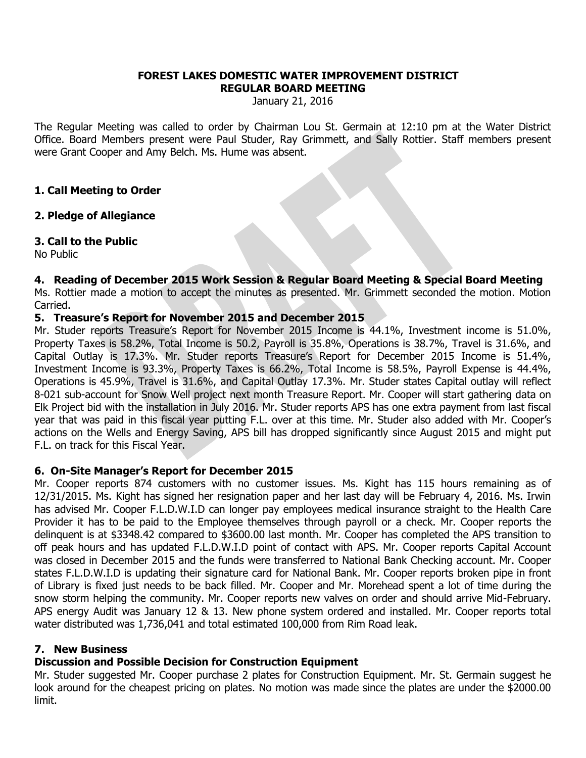**FOREST LAKES DOMESTIC WATER IMPROVEMENT DISTRICT**
**REGULAR BOARD MEETING**

January 21, 2016

The Regular Meeting was called to order by Chairman Lou St. Germain at 12:10 pm at the Water District Office. Board Members present were Paul Studer, Ray Grimmett, and Sally Rottier. Staff members present were Grant Cooper and Amy Belch. Ms. Hume was absent.

## 1. Call Meeting to Order

## 2. Pledge of Allegiance

## 3. Call to the Public

No Public

## 4. Reading of December 2015 Work Session & Regular Board Meeting & Special Board Meeting

Ms. Rottier made a motion to accept the minutes as presented. Mr. Grimmett seconded the motion. Motion Carried.

## 5. Treasure's Report for November 2015 and December 2015

Mr. Studer reports Treasure's Report for November 2015 Income is 44.1%, Investment income is 51.0%, Property Taxes is 58.2%, Total Income is 50.2, Payroll is 35.8%, Operations is 38.7%, Travel is 31.6%, and Capital Outlay is 17.3%. Mr. Studer reports Treasure's Report for December 2015 Income is 51.4%, Investment Income is 93.3%, Property Taxes is 66.2%, Total Income is 58.5%, Payroll Expense is 44.4%, Operations is 45.9%, Travel is 31.6%, and Capital Outlay 17.3%. Mr. Studer states Capital outlay will reflect 8-021 sub-account for Snow Well project next month Treasure Report. Mr. Cooper will start gathering data on Elk Project bid with the installation in July 2016. Mr. Studer reports APS has one extra payment from last fiscal year that was paid in this fiscal year putting F.L. over at this time. Mr. Studer also added with Mr. Cooper's actions on the Wells and Energy Saving, APS bill has dropped significantly since August 2015 and might put F.L. on track for this Fiscal Year.

## 6. On-Site Manager's Report for December 2015

Mr. Cooper reports 874 customers with no customer issues. Ms. Kight has 115 hours remaining as of 12/31/2015. Ms. Kight has signed her resignation paper and her last day will be February 4, 2016. Ms. Irwin has advised Mr. Cooper F.L.D.W.I.D can longer pay employees medical insurance straight to the Health Care Provider it has to be paid to the Employee themselves through payroll or a check. Mr. Cooper reports the delinquent is at $3348.42 compared to $3600.00 last month. Mr. Cooper has completed the APS transition to off peak hours and has updated F.L.D.W.I.D point of contact with APS. Mr. Cooper reports Capital Account was closed in December 2015 and the funds were transferred to National Bank Checking account. Mr. Cooper states F.L.D.W.I.D is updating their signature card for National Bank. Mr. Cooper reports broken pipe in front of Library is fixed just needs to be back filled. Mr. Cooper and Mr. Morehead spent a lot of time during the snow storm helping the community. Mr. Cooper reports new valves on order and should arrive Mid-February. APS energy Audit was January 12 & 13. New phone system ordered and installed. Mr. Cooper reports total water distributed was 1,736,041 and total estimated 100,000 from Rim Road leak.

## 7. New Business

### Discussion and Possible Decision for Construction Equipment

Mr. Studer suggested Mr. Cooper purchase 2 plates for Construction Equipment. Mr. St. Germain suggest he look around for the cheapest pricing on plates. No motion was made since the plates are under the $2000.00 limit.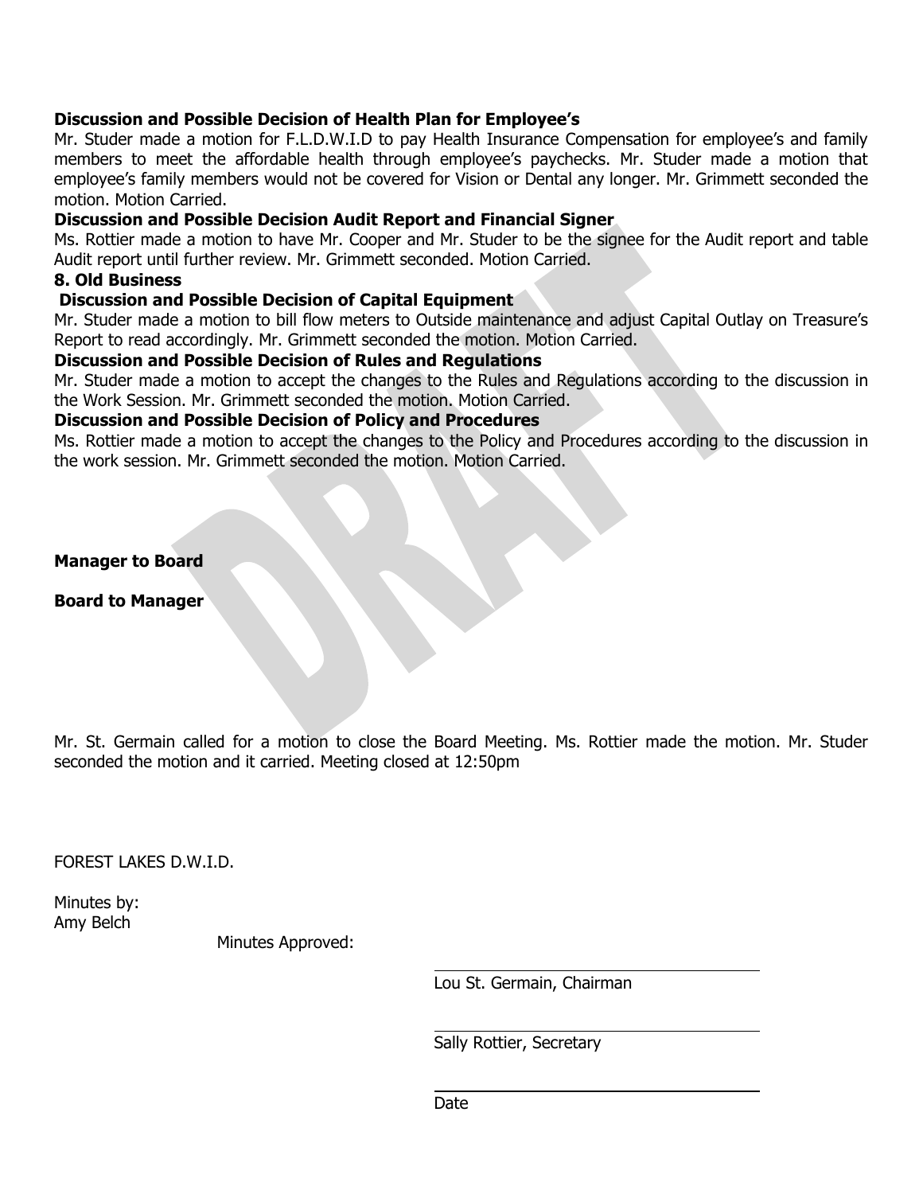**Discussion and Possible Decision of Health Plan for Employee's**

Mr. Studer made a motion for F.L.D.W.I.D to pay Health Insurance Compensation for employee's and family members to meet the affordable health through employee's paychecks. Mr. Studer made a motion that employee's family members would not be covered for Vision or Dental any longer. Mr. Grimmett seconded the motion. Motion Carried.

**Discussion and Possible Decision Audit Report and Financial Signer**

Ms. Rottier made a motion to have Mr. Cooper and Mr. Studer to be the signee for the Audit report and table Audit report until further review. Mr. Grimmett seconded. Motion Carried.

**8. Old Business**

**Discussion and Possible Decision of Capital Equipment**

Mr. Studer made a motion to bill flow meters to Outside maintenance and adjust Capital Outlay on Treasure's Report to read accordingly. Mr. Grimmett seconded the motion. Motion Carried.

**Discussion and Possible Decision of Rules and Regulations**

Mr. Studer made a motion to accept the changes to the Rules and Regulations according to the discussion in the Work Session. Mr. Grimmett seconded the motion. Motion Carried.

**Discussion and Possible Decision of Policy and Procedures**

Ms. Rottier made a motion to accept the changes to the Policy and Procedures according to the discussion in the work session. Mr. Grimmett seconded the motion. Motion Carried.

**Manager to Board**

**Board to Manager**

Mr. St. Germain called for a motion to close the Board Meeting. Ms. Rottier made the motion. Mr. Studer seconded the motion and it carried. Meeting closed at 12:50pm

FOREST LAKES D.W.I.D.

Minutes by:
Amy Belch

Minutes Approved:

Lou St. Germain, Chairman

Sally Rottier, Secretary

Date